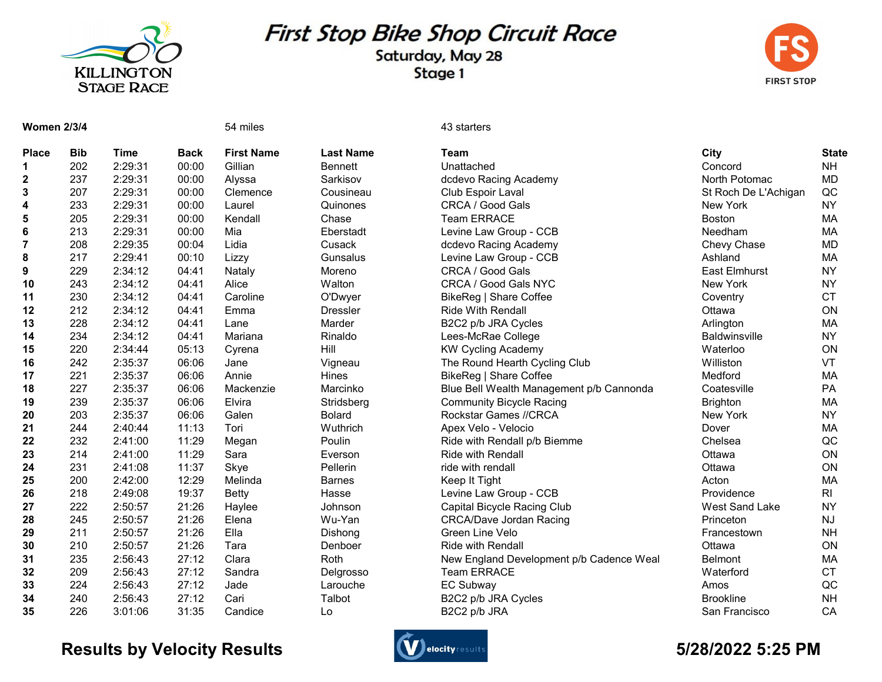KILLINGTON STAGE RACE

# First Stop Bike Shop Circuit Race

## Saturday, May 28

## Stage 1

FIRST STOP

**Women 2/3/4** | 54 miles | 43 starters

| Place | Bib | Time | Back | First Name | Last Name | Team | City | State |
|---|---|---|---|---|---|---|---|---|
| 1 | 202 | 2:29:31 | 00:00 | Gillian | Bennett | Unattached | Concord | NH |
| 2 | 237 | 2:29:31 | 00:00 | Alyssa | Sarkisov | dcdevo Racing Academy | North Potomac | MD |
| 3 | 207 | 2:29:31 | 00:00 | Clemence | Cousineau | Club Espoir Laval | St Roch De L'Achigan | QC |
| 4 | 233 | 2:29:31 | 00:00 | Laurel | Quinones | CRCA / Good Gals | New York | NY |
| 5 | 205 | 2:29:31 | 00:00 | Kendall | Chase | Team ERRACE | Boston | MA |
| 6 | 213 | 2:29:31 | 00:00 | Mia | Eberstadt | Levine Law Group - CCB | Needham | MA |
| 7 | 208 | 2:29:35 | 00:04 | Lidia | Cusack | dcdevo Racing Academy | Chevy Chase | MD |
| 8 | 217 | 2:29:41 | 00:10 | Lizzy | Gunsalus | Levine Law Group - CCB | Ashland | MA |
| 9 | 229 | 2:34:12 | 04:41 | Nataly | Moreno | CRCA / Good Gals | East Elmhurst | NY |
| 10 | 243 | 2:34:12 | 04:41 | Alice | Walton | CRCA / Good Gals NYC | New York | NY |
| 11 | 230 | 2:34:12 | 04:41 | Caroline | O'Dwyer | BikeReg \| Share Coffee | Coventry | CT |
| 12 | 212 | 2:34:12 | 04:41 | Emma | Dressler | Ride With Rendall | Ottawa | ON |
| 13 | 228 | 2:34:12 | 04:41 | Lane | Marder | B2C2 p/b JRA Cycles | Arlington | MA |
| 14 | 234 | 2:34:12 | 04:41 | Mariana | Rinaldo | Lees-McRae College | Baldwinsville | NY |
| 15 | 220 | 2:34:44 | 05:13 | Cyrena | Hill | KW Cycling Academy | Waterloo | ON |
| 16 | 242 | 2:35:37 | 06:06 | Jane | Vigneau | The Round Hearth Cycling Club | Williston | VT |
| 17 | 221 | 2:35:37 | 06:06 | Annie | Hines | BikeReg \| Share Coffee | Medford | MA |
| 18 | 227 | 2:35:37 | 06:06 | Mackenzie | Marcinko | Blue Bell Wealth Management p/b Cannonda | Coatesville | PA |
| 19 | 239 | 2:35:37 | 06:06 | Elvira | Stridsberg | Community Bicycle Racing | Brighton | MA |
| 20 | 203 | 2:35:37 | 06:06 | Galen | Bolard | Rockstar Games //CRCA | New York | NY |
| 21 | 244 | 2:40:44 | 11:13 | Tori | Wuthrich | Apex Velo - Velocio | Dover | MA |
| 22 | 232 | 2:41:00 | 11:29 | Megan | Poulin | Ride with Rendall p/b Biemme | Chelsea | QC |
| 23 | 214 | 2:41:00 | 11:29 | Sara | Everson | Ride with Rendall | Ottawa | ON |
| 24 | 231 | 2:41:08 | 11:37 | Skye | Pellerin | ride with rendall | Ottawa | ON |
| 25 | 200 | 2:42:00 | 12:29 | Melinda | Barnes | Keep It Tight | Acton | MA |
| 26 | 218 | 2:49:08 | 19:37 | Betty | Hasse | Levine Law Group - CCB | Providence | RI |
| 27 | 222 | 2:50:57 | 21:26 | Haylee | Johnson | Capital Bicycle Racing Club | West Sand Lake | NY |
| 28 | 245 | 2:50:57 | 21:26 | Elena | Wu-Yan | CRCA/Dave Jordan Racing | Princeton | NJ |
| 29 | 211 | 2:50:57 | 21:26 | Ella | Dishong | Green Line Velo | Francestown | NH |
| 30 | 210 | 2:50:57 | 21:26 | Tara | Denboer | Ride with Rendall | Ottawa | ON |
| 31 | 235 | 2:56:43 | 27:12 | Clara | Roth | New England Development p/b Cadence Weal | Belmont | MA |
| 32 | 209 | 2:56:43 | 27:12 | Sandra | Delgrosso | Team ERRACE | Waterford | CT |
| 33 | 224 | 2:56:43 | 27:12 | Jade | Larouche | EC Subway | Amos | QC |
| 34 | 240 | 2:56:43 | 27:12 | Cari | Talbot | B2C2 p/b JRA Cycles | Brookline | NH |
| 35 | 226 | 3:01:06 | 31:35 | Candice | Lo | B2C2 p/b JRA | San Francisco | CA |

**Results by Velocity Results** | velocityresults | **5/28/2022 5:25 PM**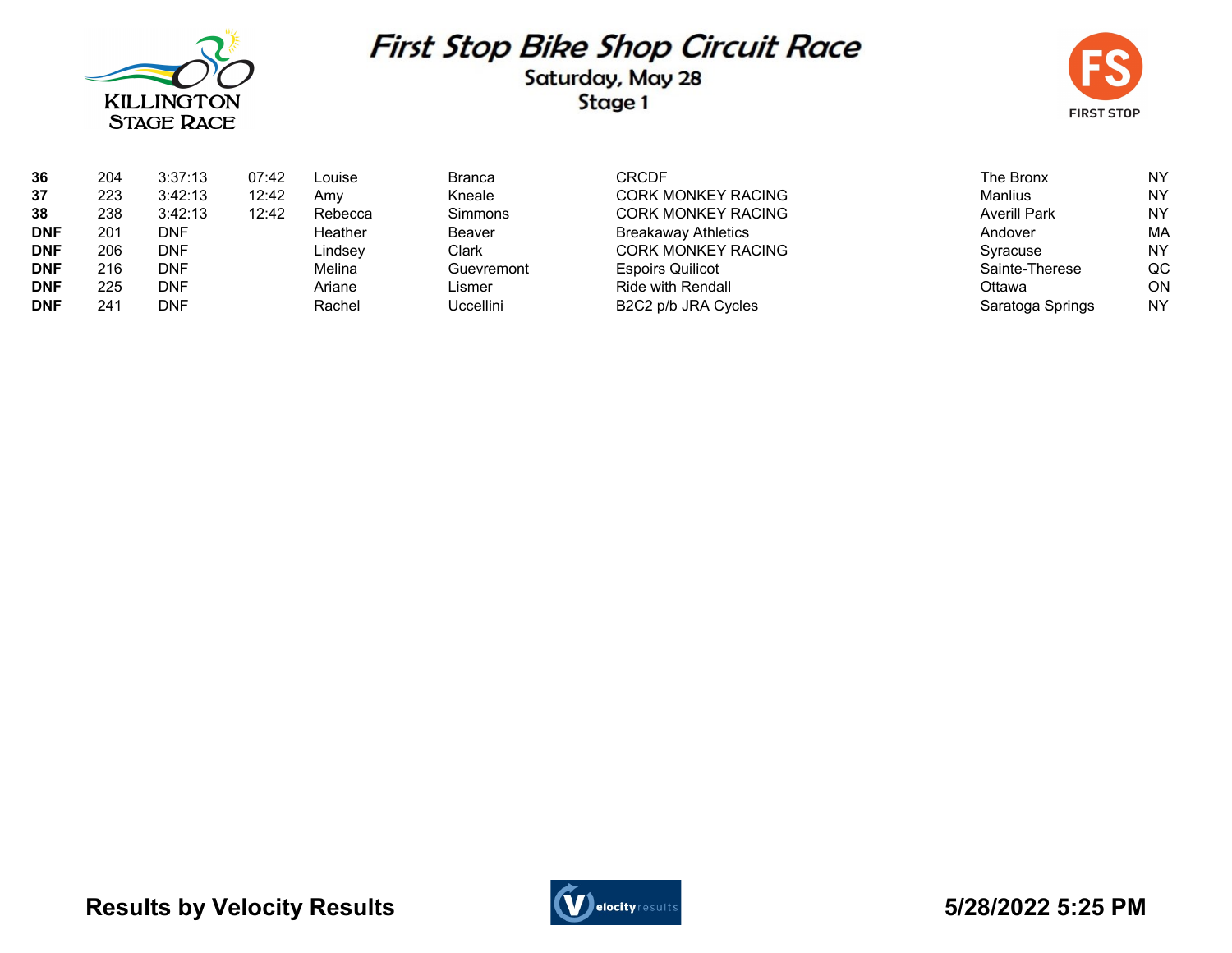# First Stop Bike Shop Circuit Race

Saturday, May 28

Stage 1

| | | | | | | | | |
|---|---|---|---|---|---|---|---|---|
| **36** | 204 | 3:37:13 | 07:42 | Louise | Branca | CRCDF | The Bronx | NY |
| **37** | 223 | 3:42:13 | 12:42 | Amy | Kneale | CORK MONKEY RACING | Manlius | NY |
| **38** | 238 | 3:42:13 | 12:42 | Rebecca | Simmons | CORK MONKEY RACING | Averill Park | NY |
| **DNF** | 201 | DNF | | Heather | Beaver | Breakaway Athletics | Andover | MA |
| **DNF** | 206 | DNF | | Lindsey | Clark | CORK MONKEY RACING | Syracuse | NY |
| **DNF** | 216 | DNF | | Melina | Guevremont | Espoirs Quilicot | Sainte-Therese | QC |
| **DNF** | 225 | DNF | | Ariane | Lismer | Ride with Rendall | Ottawa | ON |
| **DNF** | 241 | DNF | | Rachel | Uccellini | B2C2 p/b JRA Cycles | Saratoga Springs | NY |

**Results by Velocity Results**

**5/28/2022 5:25 PM**